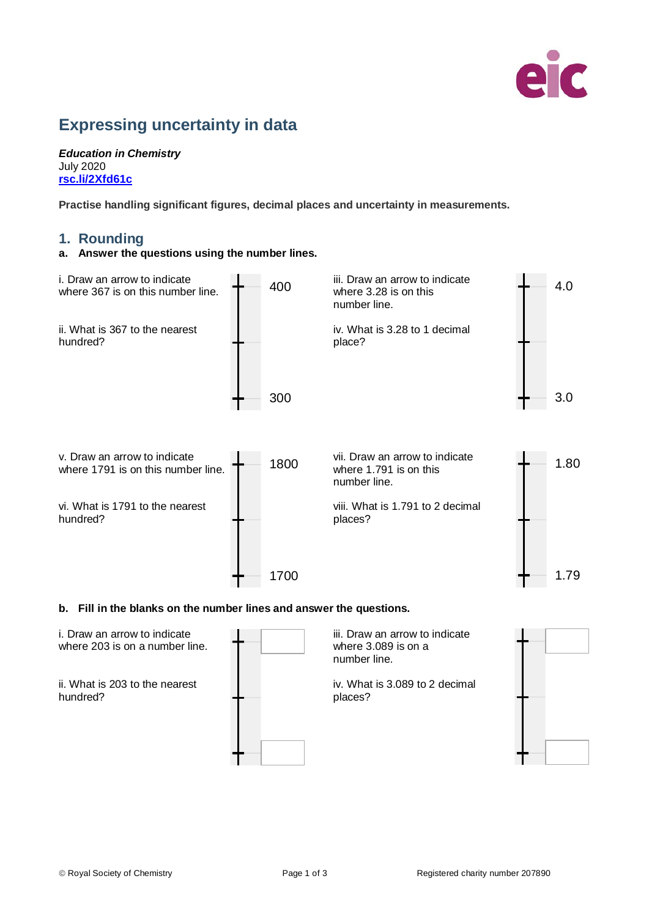# Expressing uncertainty in data

***Education in Chemistry***
July 2020
[rsc.li/2Xfd61c](rsc.li/2Xfd61c)

**Practise handling significant figures, decimal places and uncertainty in measurements.**

## 1. Rounding

**a. Answer the questions using the number lines.**

i. Draw an arrow to indicate where 367 is on this number line.

ii. What is 367 to the nearest hundred?

400

300

iii. Draw an arrow to indicate where 3.28 is on this number line.

iv. What is 3.28 to 1 decimal place?

4.0

3.0

v. Draw an arrow to indicate where 1791 is on this number line.

vi. What is 1791 to the nearest hundred?

1800

1700

vii. Draw an arrow to indicate where 1.791 is on this number line.

viii. What is 1.791 to 2 decimal places?

1.80

1.79

**b. Fill in the blanks on the number lines and answer the questions.**

i. Draw an arrow to indicate where 203 is on a number line.

ii. What is 203 to the nearest hundred?

iii. Draw an arrow to indicate where 3.089 is on a number line.

iv. What is 3.089 to 2 decimal places?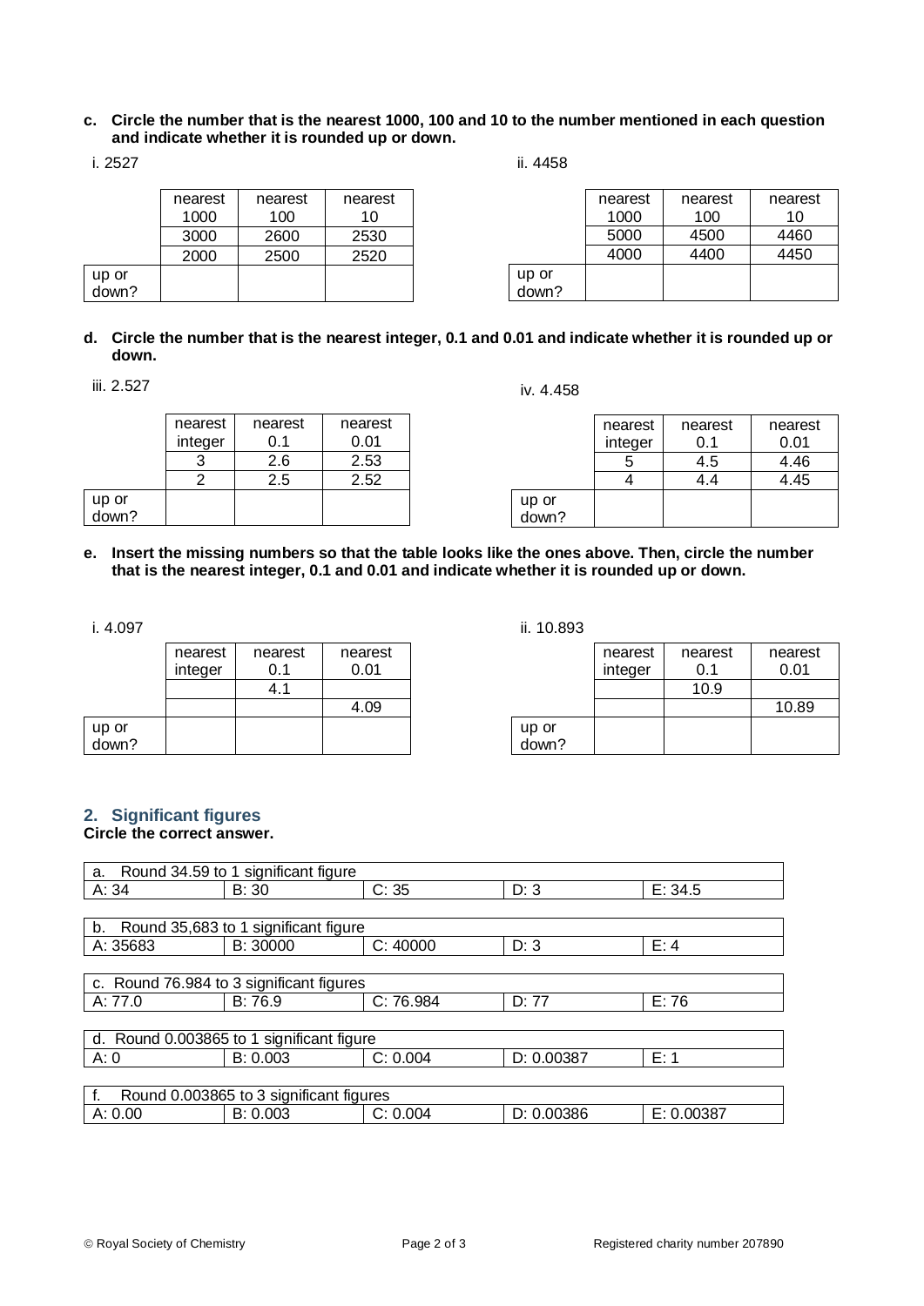**c. Circle the number that is the nearest 1000, 100 and 10 to the number mentioned in each question and indicate whether it is rounded up or down.**

i. 2527

| | nearest 1000 | nearest 100 | nearest 10 |
|---|---|---|---|
| | 3000 | 2600 | 2530 |
| | 2000 | 2500 | 2520 |
| up or down? | | | |

ii. 4458

| | nearest 1000 | nearest 100 | nearest 10 |
|---|---|---|---|
| | 5000 | 4500 | 4460 |
| | 4000 | 4400 | 4450 |
| up or down? | | | |

**d. Circle the number that is the nearest integer, 0.1 and 0.01 and indicate whether it is rounded up or down.**

iii. 2.527

| | nearest integer | nearest 0.1 | nearest 0.01 |
|---|---|---|---|
| | 3 | 2.6 | 2.53 |
| | 2 | 2.5 | 2.52 |
| up or down? | | | |

iv. 4.458

| | nearest integer | nearest 0.1 | nearest 0.01 |
|---|---|---|---|
| | 5 | 4.5 | 4.46 |
| | 4 | 4.4 | 4.45 |
| up or down? | | | |

**e. Insert the missing numbers so that the table looks like the ones above. Then, circle the number that is the nearest integer, 0.1 and 0.01 and indicate whether it is rounded up or down.**

i. 4.097

| | nearest integer | nearest 0.1 | nearest 0.01 |
|---|---|---|---|
| | | 4.1 | |
| | | | 4.09 |
| up or down? | | | |

ii. 10.893

| | nearest integer | nearest 0.1 | nearest 0.01 |
|---|---|---|---|
| | | 10.9 | |
| | | | 10.89 |
| up or down? | | | |

## 2. Significant figures

**Circle the correct answer.**

| a. Round 34.59 to 1 significant figure | | | | |
|---|---|---|---|---|
| A: 34 | B: 30 | C: 35 | D: 3 | E: 34.5 |

| b. Round 35,683 to 1 significant figure | | | | |
|---|---|---|---|---|
| A: 35683 | B: 30000 | C: 40000 | D: 3 | E: 4 |

| c. Round 76.984 to 3 significant figures | | | | |
|---|---|---|---|---|
| A: 77.0 | B: 76.9 | C: 76.984 | D: 77 | E: 76 |

| d. Round 0.003865 to 1 significant figure | | | | |
|---|---|---|---|---|
| A: 0 | B: 0.003 | C: 0.004 | D: 0.00387 | E: 1 |

| f. Round 0.003865 to 3 significant figures | | | | |
|---|---|---|---|---|
| A: 0.00 | B: 0.003 | C: 0.004 | D: 0.00386 | E: 0.00387 |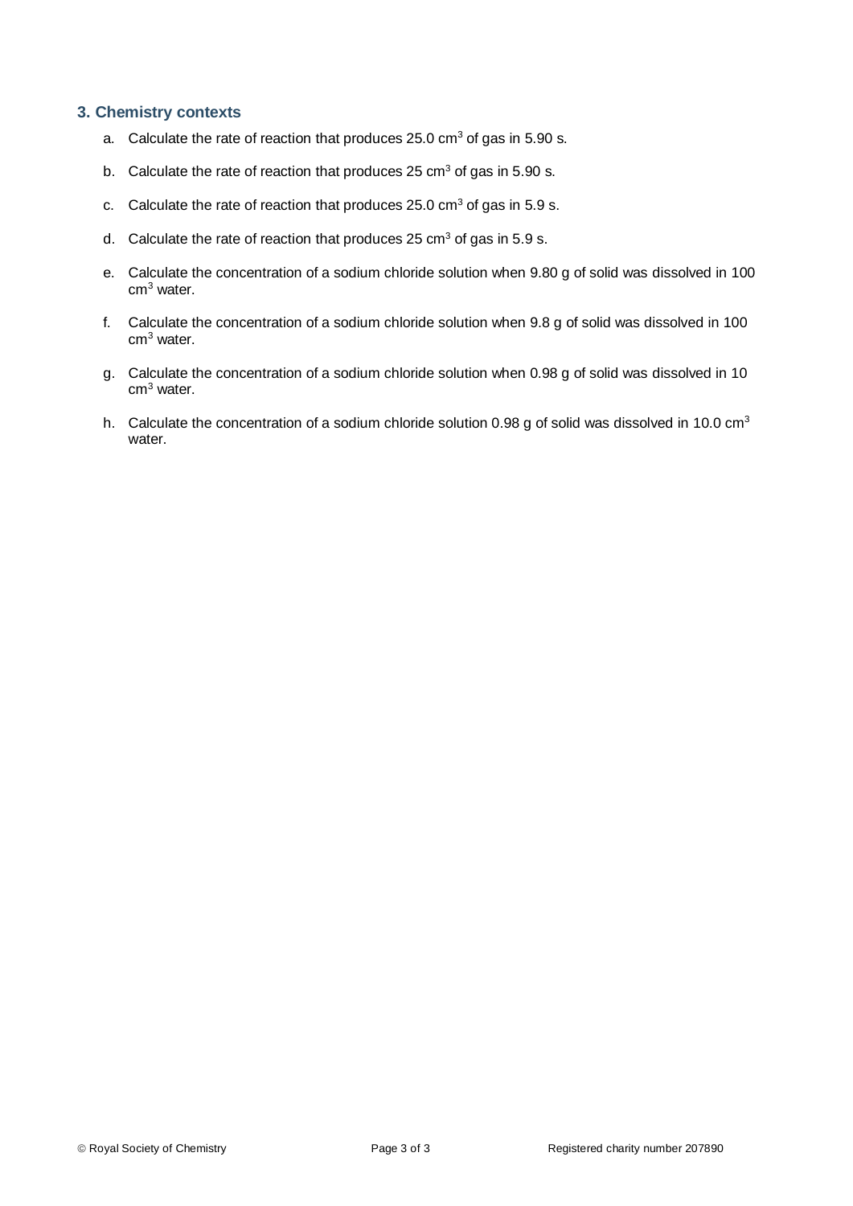### 3. Chemistry contexts

a. Calculate the rate of reaction that produces 25.0 $cm^3$ of gas in 5.90 s.

b. Calculate the rate of reaction that produces 25 $cm^3$ of gas in 5.90 s.

c. Calculate the rate of reaction that produces 25.0 $cm^3$ of gas in 5.9 s.

d. Calculate the rate of reaction that produces 25 $cm^3$ of gas in 5.9 s.

e. Calculate the concentration of a sodium chloride solution when 9.80 g of solid was dissolved in 100 $cm^3$ water.

f. Calculate the concentration of a sodium chloride solution when 9.8 g of solid was dissolved in 100 $cm^3$ water.

g. Calculate the concentration of a sodium chloride solution when 0.98 g of solid was dissolved in 10 $cm^3$ water.

h. Calculate the concentration of a sodium chloride solution 0.98 g of solid was dissolved in 10.0 $cm^3$ water.